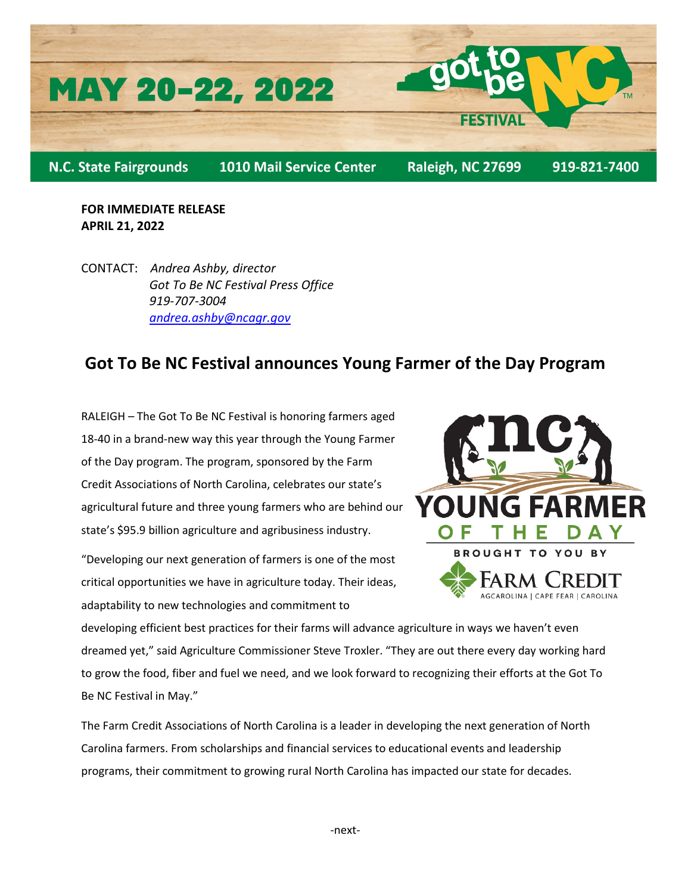MAY 20-22, 2022

got to be NC FESTIVAL

N.C. State Fairgrounds | 1010 Mail Service Center | Raleigh, NC 27699 | 919-821-7400

**FOR IMMEDIATE RELEASE**
**APRIL 21, 2022**

CONTACT: *Andrea Ashby, director*
*Got To Be NC Festival Press Office*
*919-707-3004*
*andrea.ashby@ncagr.gov*

## Got To Be NC Festival announces Young Farmer of the Day Program

RALEIGH – The Got To Be NC Festival is honoring farmers aged 18-40 in a brand-new way this year through the Young Farmer of the Day program. The program, sponsored by the Farm Credit Associations of North Carolina, celebrates our state's agricultural future and three young farmers who are behind our state's $95.9 billion agriculture and agribusiness industry.

"Developing our next generation of farmers is one of the most critical opportunities we have in agriculture today. Their ideas, adaptability to new technologies and commitment to developing efficient best practices for their farms will advance agriculture in ways we haven't even dreamed yet," said Agriculture Commissioner Steve Troxler. "They are out there every day working hard to grow the food, fiber and fuel we need, and we look forward to recognizing their efforts at the Got To Be NC Festival in May."

The Farm Credit Associations of North Carolina is a leader in developing the next generation of North Carolina farmers. From scholarships and financial services to educational events and leadership programs, their commitment to growing rural North Carolina has impacted our state for decades.

-next-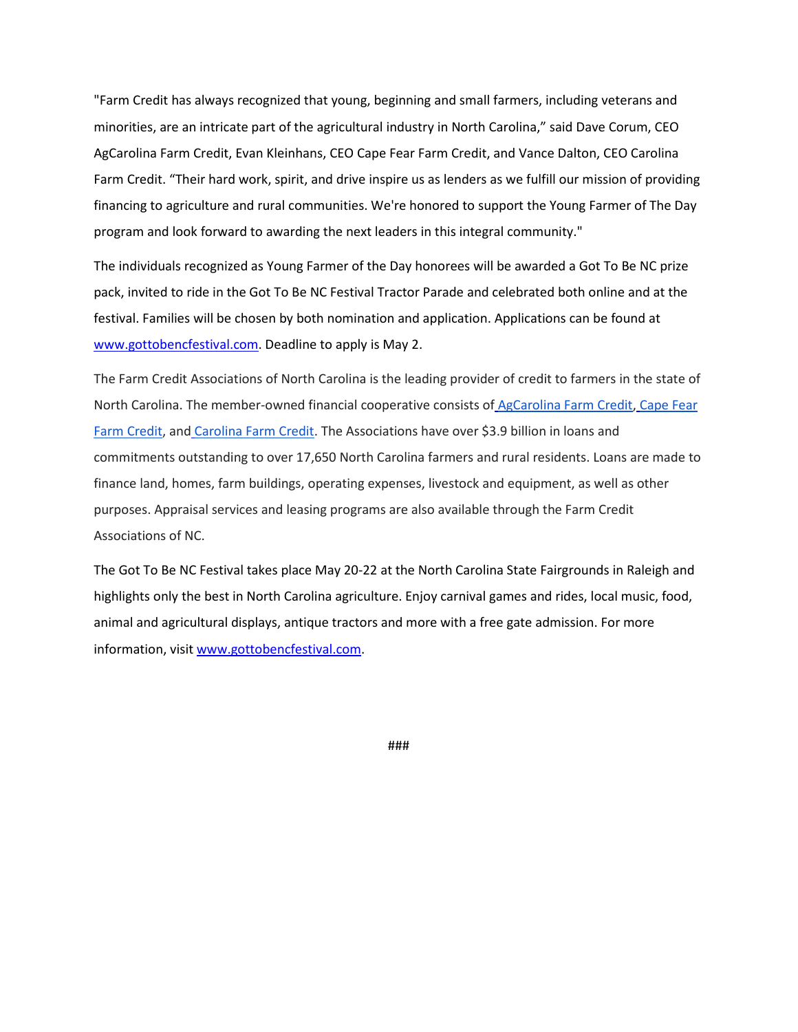"Farm Credit has always recognized that young, beginning and small farmers, including veterans and minorities, are an intricate part of the agricultural industry in North Carolina," said Dave Corum, CEO AgCarolina Farm Credit, Evan Kleinhans, CEO Cape Fear Farm Credit, and Vance Dalton, CEO Carolina Farm Credit. "Their hard work, spirit, and drive inspire us as lenders as we fulfill our mission of providing financing to agriculture and rural communities. We're honored to support the Young Farmer of The Day program and look forward to awarding the next leaders in this integral community."

The individuals recognized as Young Farmer of the Day honorees will be awarded a Got To Be NC prize pack, invited to ride in the Got To Be NC Festival Tractor Parade and celebrated both online and at the festival. Families will be chosen by both nomination and application. Applications can be found at www.gottobencfestival.com. Deadline to apply is May 2.

The Farm Credit Associations of North Carolina is the leading provider of credit to farmers in the state of North Carolina. The member-owned financial cooperative consists of AgCarolina Farm Credit, Cape Fear Farm Credit, and Carolina Farm Credit. The Associations have over $3.9 billion in loans and commitments outstanding to over 17,650 North Carolina farmers and rural residents. Loans are made to finance land, homes, farm buildings, operating expenses, livestock and equipment, as well as other purposes. Appraisal services and leasing programs are also available through the Farm Credit Associations of NC.

The Got To Be NC Festival takes place May 20-22 at the North Carolina State Fairgrounds in Raleigh and highlights only the best in North Carolina agriculture. Enjoy carnival games and rides, local music, food, animal and agricultural displays, antique tractors and more with a free gate admission. For more information, visit www.gottobencfestival.com.

###